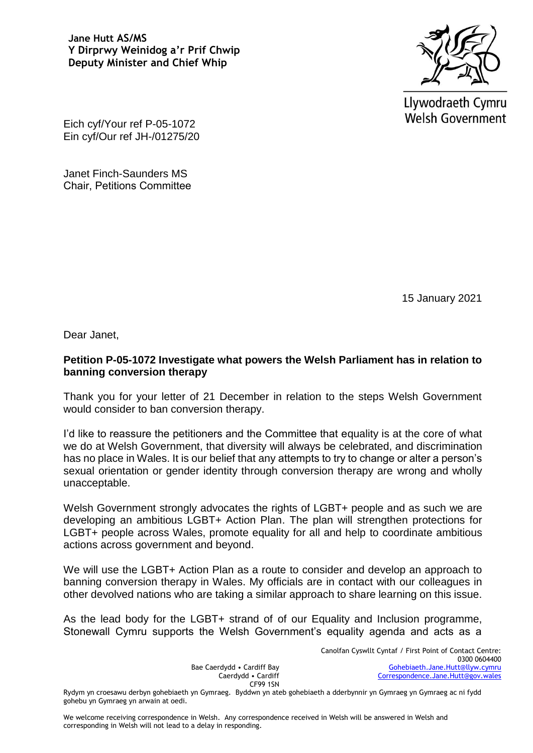**Jane Hutt AS/MS**
**Y Dirprwy Weinidog a'r Prif Chwip**
**Deputy Minister and Chief Whip**

Llywodraeth Cymru
Welsh Government

Eich cyf/Your ref P-05-1072
Ein cyf/Our ref JH-/01275/20

Janet Finch-Saunders MS
Chair, Petitions Committee

15 January 2021

Dear Janet,

**Petition P-05-1072 Investigate what powers the Welsh Parliament has in relation to banning conversion therapy**

Thank you for your letter of 21 December in relation to the steps Welsh Government would consider to ban conversion therapy.

I'd like to reassure the petitioners and the Committee that equality is at the core of what we do at Welsh Government, that diversity will always be celebrated, and discrimination has no place in Wales. It is our belief that any attempts to try to change or alter a person's sexual orientation or gender identity through conversion therapy are wrong and wholly unacceptable.

Welsh Government strongly advocates the rights of LGBT+ people and as such we are developing an ambitious LGBT+ Action Plan. The plan will strengthen protections for LGBT+ people across Wales, promote equality for all and help to coordinate ambitious actions across government and beyond.

We will use the LGBT+ Action Plan as a route to consider and develop an approach to banning conversion therapy in Wales. My officials are in contact with our colleagues in other devolved nations who are taking a similar approach to share learning on this issue.

As the lead body for the LGBT+ strand of of our Equality and Inclusion programme, Stonewall Cymru supports the Welsh Government's equality agenda and acts as a

Bae Caerdydd • Cardiff Bay
Caerdydd • Cardiff
CF99 1SN

Canolfan Cyswllt Cyntaf / First Point of Contact Centre:
0300 0604400
Gohebiaeth.Jane.Hutt@llyw.cymru
Correspondence.Jane.Hutt@gov.wales

Rydym yn croesawu derbyn gohebiaeth yn Gymraeg. Byddwn yn ateb gohebiaeth a dderbynnir yn Gymraeg yn Gymraeg ac ni fydd gohebu yn Gymraeg yn arwain at oedi.

We welcome receiving correspondence in Welsh. Any correspondence received in Welsh will be answered in Welsh and corresponding in Welsh will not lead to a delay in responding.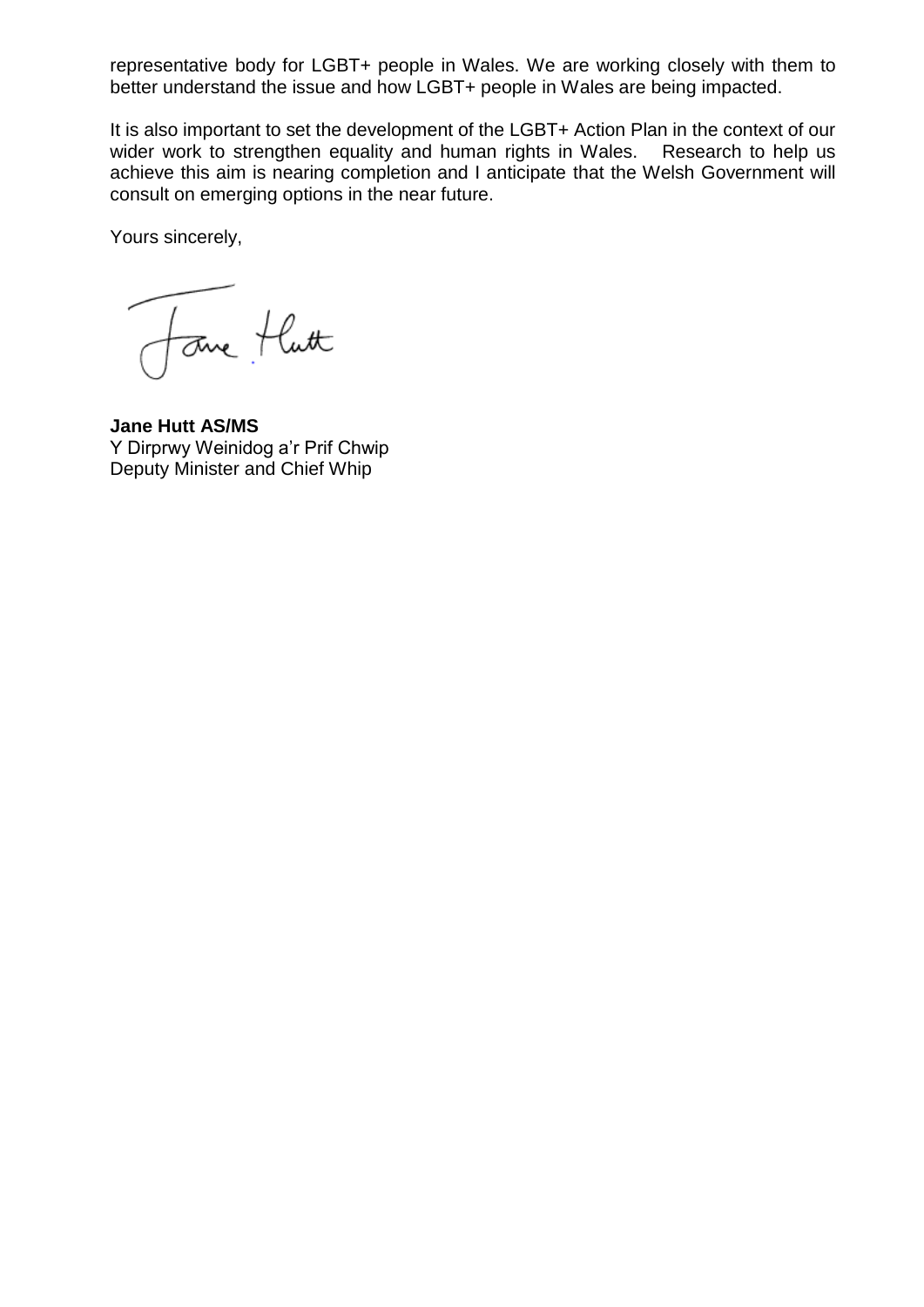representative body for LGBT+ people in Wales. We are working closely with them to better understand the issue and how LGBT+ people in Wales are being impacted.

It is also important to set the development of the LGBT+ Action Plan in the context of our wider work to strengthen equality and human rights in Wales. Research to help us achieve this aim is nearing completion and I anticipate that the Welsh Government will consult on emerging options in the near future.

Yours sincerely,

**Jane Hutt AS/MS**
Y Dirprwy Weinidog a'r Prif Chwip
Deputy Minister and Chief Whip